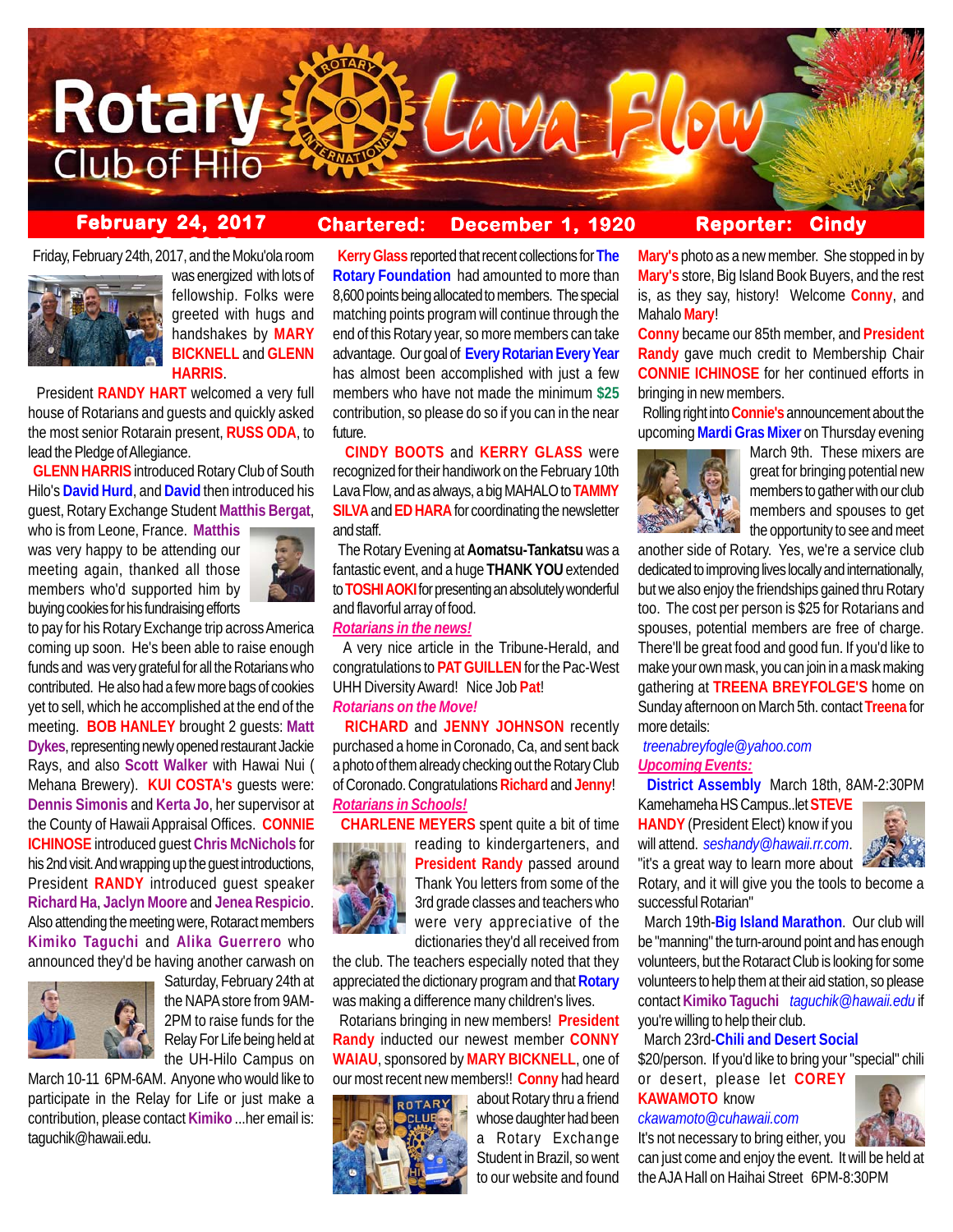# Rotary Club of Hilo — Lava Flow

**February 24, 2017** | **Chartered: December 1, 1920** | **Reporter: Cindy**

Friday, February 24th, 2017, and the Moku'ola room was energized with lots of fellowship. Folks were greeted with hugs and handshakes by **MARY BICKNELL** and **GLENN HARRIS**.

President **RANDY HART** welcomed a very full house of Rotarians and guests and quickly asked the most senior Rotarain present, **RUSS ODA**, to lead the Pledge of Allegiance.

**GLENN HARRIS** introduced Rotary Club of South Hilo's **David Hurd**, and **David** then introduced his guest, Rotary Exchange Student **Matthis Bergat**, who is from Leone, France. **Matthis** was very happy to be attending our meeting again, thanked all those members who'd supported him by buying cookies for his fundraising efforts to pay for his Rotary Exchange trip across America coming up soon. He's been able to raise enough funds and was very grateful for all the Rotarians who contributed. He also had a few more bags of cookies yet to sell, which he accomplished at the end of the meeting. **BOB HANLEY** brought 2 guests: **Matt Dykes**, representing newly opened restaurant Jackie Rays, and also **Scott Walker** with Hawai Nui ( Mehana Brewery). **KUI COSTA's** guests were: **Dennis Simonis** and **Kerta Jo**, her supervisor at the County of Hawaii Appraisal Offices. **CONNIE ICHINOSE** introduced guest **Chris McNichols** for his 2nd visit. And wrapping up the guest introductions, President **RANDY** introduced guest speaker **Richard Ha**, **Jaclyn Moore** and **Jenea Respicio**. Also attending the meeting were, Rotaract members **Kimiko Taguchi** and **Alika Guerrero** who announced they'd be having another carwash on Saturday, February 24th at the NAPA store from 9AM-2PM to raise funds for the Relay For Life being held at the UH-Hilo Campus on March 10-11 6PM-6AM. Anyone who would like to participate in the Relay for Life or just make a contribution, please contact **Kimiko** ...her email is: taguchik@hawaii.edu.

**Kerry Glass** reported that recent collections for **The Rotary Foundation** had amounted to more than 8,600 points being allocated to members. The special matching points program will continue through the end of this Rotary year, so more members can take advantage. Our goal of **Every Rotarian Every Year** has almost been accomplished with just a few members who have not made the minimum **$25** contribution, so please do so if you can in the near future.

**CINDY BOOTS** and **KERRY GLASS** were recognized for their handiwork on the February 10th Lava Flow, and as always, a big MAHALO to **TAMMY SILVA** and **ED HARA** for coordinating the newsletter and staff.

The Rotary Evening at **Aomatsu-Tankatsu** was a fantastic event, and a huge **THANK YOU** extended to **TOSHI AOKI** for presenting an absolutely wonderful and flavorful array of food.

***Rotarians in the news!***

A very nice article in the Tribune-Herald, and congratulations to **PAT GUILLEN** for the Pac-West UHH Diversity Award! Nice Job **Pat**!

***Rotarians on the Move!***

**RICHARD** and **JENNY JOHNSON** recently purchased a home in Coronado, Ca, and sent back a photo of them already checking out the Rotary Club of Coronado. Congratulations **Richard** and **Jenny**!

***Rotarians in Schools!***

**CHARLENE MEYERS** spent quite a bit of time reading to kindergarteners, and **President Randy** passed around Thank You letters from some of the 3rd grade classes and teachers who were very appreciative of the dictionaries they'd all received from the club. The teachers especially noted that they appreciated the dictionary program and that **Rotary** was making a difference many children's lives.

Rotarians bringing in new members! **President Randy** inducted our newest member **CONNY WAIAU**, sponsored by **MARY BICKNELL**, one of our most recent new members!! **Conny** had heard about Rotary thru a friend whose daughter had been a Rotary Exchange Student in Brazil, so went to our website and found **Mary's** photo as a new member. She stopped in by **Mary's** store, Big Island Book Buyers, and the rest is, as they say, history! Welcome **Conny**, and Mahalo **Mary**!

**Conny** became our 85th member, and **President Randy** gave much credit to Membership Chair **CONNIE ICHINOSE** for her continued efforts in bringing in new members.

Rolling right into **Connie's** announcement about the upcoming **Mardi Gras Mixer** on Thursday evening March 9th. These mixers are great for bringing potential new members to gather with our club members and spouses to get the opportunity to see and meet another side of Rotary. Yes, we're a service club dedicated to improving lives locally and internationally, but we also enjoy the friendships gained thru Rotary too. The cost per person is $25 for Rotarians and spouses, potential members are free of charge. There'll be great food and good fun. If you'd like to make your own mask, you can join in a mask making gathering at **TREENA BREYFOLGE'S** home on Sunday afternoon on March 5th. contact **Treena** for more details:

*treenabreyfogle@yahoo.com*

***Upcoming Events:***

**District Assembly** March 18th, 8AM-2:30PM Kamehameha HS Campus..let **STEVE HANDY** (President Elect) know if you will attend. *seshandy@hawaii.rr.com*. "it's a great way to learn more about Rotary, and it will give you the tools to become a successful Rotarian"

March 19th-**Big Island Marathon**. Our club will be "manning" the turn-around point and has enough volunteers, but the Rotaract Club is looking for some volunteers to help them at their aid station, so please contact **Kimiko Taguchi** *taguchik@hawaii.edu* if you're willing to help their club.

March 23rd-**Chili and Desert Social** $20/person. If you'd like to bring your "special" chili or desert, please let **COREY KAWAMOTO** know *ckawamoto@cuhawaii.com* It's not necessary to bring either, you can just come and enjoy the event. It will be held at the AJA Hall on Haihai Street 6PM-8:30PM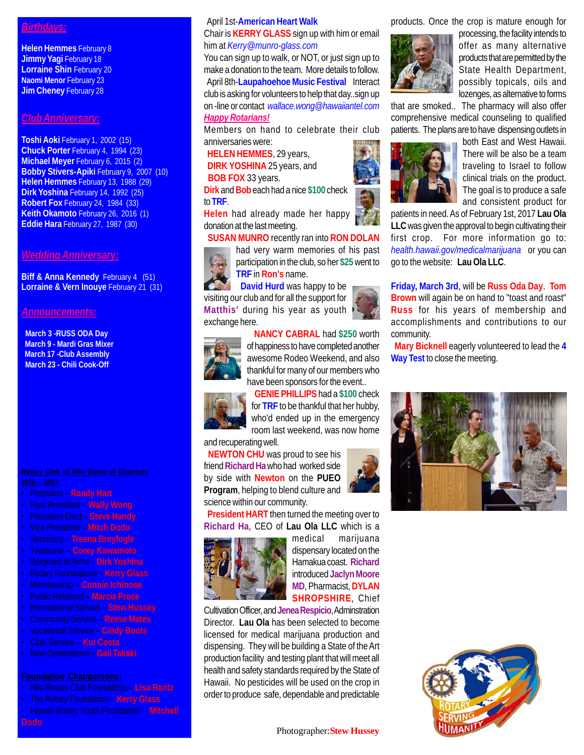## *Birthdays:*

**Helen Hemmes** February 8
**Jimmy Yagi** February 18
**Lorraine Shin** February 20
**Naomi Menor** February 23
**Jim Cheney** February 28

## *Club Anniversary:*

**Toshi Aoki** February 1, 2002 (15)
**Chuck Porter** February 4, 1994 (23)
**Michael Meyer** February 6, 2015 (2)
**Bobby Stivers-Apiki** February 9, 2007 (10)
**Helen Hemmes** February 13, 1988 (29)
**Dirk Yoshina** February 14, 1992 (25)
**Robert Fox** February 24, 1984 (33)
**Keith Okamoto** February 26, 2016 (1)
**Eddie Hara** February 27, 1987 (30)

## *Wedding Anniversary:*

**Biff & Anna Kennedy** February 4 (51)
**Lorraine & Vern Inouye** February 21 (31)

## *Announcements:*

**March 3 -RUSS ODA Day**
**March 9 - Mardi Gras Mixer**
**March 17 -Club Assembly**
**March 23 - Chili Cook-Off**

**Rotary Club of Hilo Board of Directors 2016 – 2017:**

- President – **Randy Hart**
- Past President – **Wally Wong**
- President Elect – **Steve Handy**
- Vice President – **Mitch Dodo**
- Secretary – **Treena Breyfogle**
- Treasurer – **Corey Kawamoto**
- Sergeant at Arms – **Dirk Yoshina**
- Rotary Foundations – **Kerry Glass**
- Membership – **Connie Ichinose**
- Public Relations – **Marcia Prose**
- International Service – **Stew Hussey**
- Community Service – **Reese Mates**
- Vocational Service – **Cindy Boots**
- Club Service – **Kui Costa**
- New Generations – **Gail Takaki**

**Foundation Chairpersons:**

- Hilo Rotary Club Foundation – **Lisa Rantz**
- The Rotary Foundation – **Kerry Glass**
- Hawaii Rotary Youth Foundation – **Mitchell Dodo**

April 1st-**American Heart Walk**
Chair is **KERRY GLASS** sign up with him or email him at *Kerry@munro-glass.com*
You can sign up to walk, or NOT, or just sign up to make a donation to the team. More details to follow.
April 8th-**Laupahoehoe Music Festival** Interact club is asking for volunteers to help that day..sign up on -line or contact *wallace.wong@hawaiiantel.com*

## *Happy Rotarians!*

Members on hand to celebrate their club anniversaries were:
**HELEN HEMMES**, 29 years,
**DIRK YOSHINA** 25 years, and
**BOB FOX** 33 years.
**Dirk** and **Bob** each had a nice **$100** check to **TRF**.
**Helen** had already made her happy donation at the last meeting.

**SUSAN MUNRO** recently ran into **RON DOLAN** had very warm memories of his past participation in the club, so her **$25** went to **TRF** in **Ron's** name.

**David Hurd** was happy to be visiting our club and for all the support for **Matthis'** during his year as youth exchange here.

**NANCY CABRAL** had **$250** worth of happiness to have completed another awesome Rodeo Weekend, and also thankful for many of our members who have been sponsors for the event..

**GENIE PHILLIPS** had a **$100** check for **TRF** to be thankful that her hubby, who'd ended up in the emergency room last weekend, was now home and recuperating well.

**NEWTON CHU** was proud to see his friend **Richard Ha** who had worked side by side with **Newton** on the **PUEO Program**, helping to blend culture and science within our community.

**President HART** then turned the meeting over to **Richard Ha**, CEO of **Lau Ola LLC** which is a medical marijuana dispensary located on the Hamakua coast. **Richard** introduced **Jaclyn Moore MD**, Pharmacist, **DYLAN SHROPSHIRE**, Chief Cultivation Officer, and **Jenea Respicio**, Adminstration Director. **Lau Ola** has been selected to become licensed for medical marijuana production and dispensing. They will be building a State of the Art production facility and testing plant that will meet all health and safety standards required by the State of Hawaii. No pesticides will be used on the crop in order to produce safe, dependable and predictable products. Once the crop is mature enough for processing, the facility intends to offer as many alternative products that are permitted by the State Health Department, possibly topicals, oils and lozenges, as alternative to forms that are smoked.. The pharmacy will also offer comprehensive medical counseling to qualified patients. The plans are to have dispensing outlets in both East and West Hawaii. There will be also be a team traveling to Israel to follow clinical trials on the product. The goal is to produce a safe and consistent product for patients in need. As of February 1st, 2017 **Lau Ola LLC** was given the approval to begin cultivating their first crop. For more information go to: *health.hawaii.gov/medicalmarijuana* or you can go to the website: **Lau Ola LLC**.

**Friday, March 3rd**, will be **Russ Oda Day**. **Tom Brown** will again be on hand to "toast and roast" **Russ** for his years of membership and accomplishments and contributions to our community.

**Mary Bicknell** eagerly volunteered to lead the **4 Way Test** to close the meeting.

Photographer:**Stew Hussey**